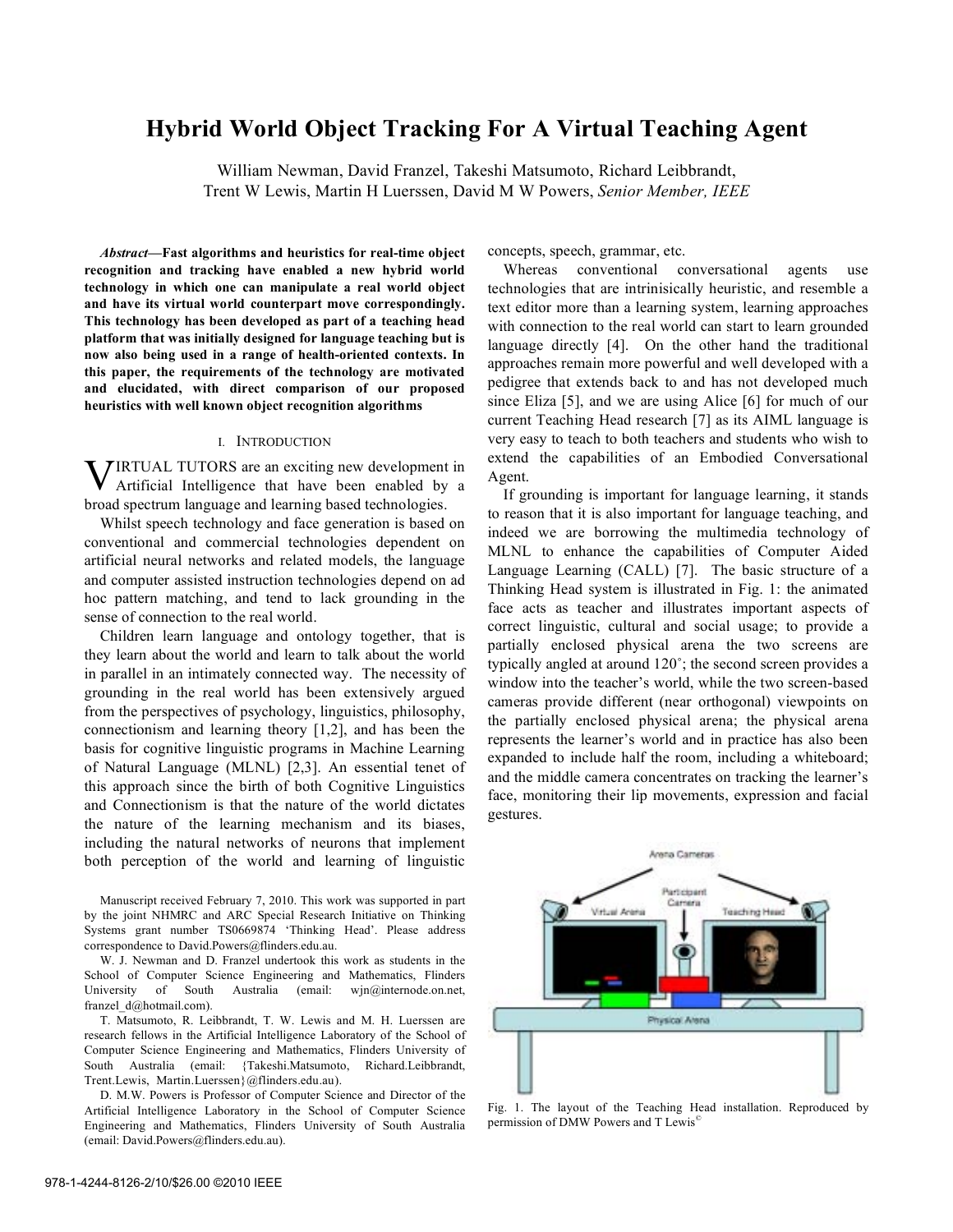# Hybrid World Object Tracking For A Virtual Teaching Agent

William Newman, David Franzel, Takeshi Matsumoto, Richard Leibbrandt, Trent W Lewis, Martin H Luerssen, David M W Powers, *Senior Member, IEEE*

***Abstract*—Fast algorithms and heuristics for real-time object recognition and tracking have enabled a new hybrid world technology in which one can manipulate a real world object and have its virtual world counterpart move correspondingly. This technology has been developed as part of a teaching head platform that was initially designed for language teaching but is now also being used in a range of health-oriented contexts. In this paper, the requirements of the technology are motivated and elucidated, with direct comparison of our proposed heuristics with well known object recognition algorithms**

## I. Introduction

VIRTUAL TUTORS are an exciting new development in Artificial Intelligence that have been enabled by a broad spectrum language and learning based technologies.

Whilst speech technology and face generation is based on conventional and commercial technologies dependent on artificial neural networks and related models, the language and computer assisted instruction technologies depend on ad hoc pattern matching, and tend to lack grounding in the sense of connection to the real world.

Children learn language and ontology together, that is they learn about the world and learn to talk about the world in parallel in an intimately connected way. The necessity of grounding in the real world has been extensively argued from the perspectives of psychology, linguistics, philosophy, connectionism and learning theory [1,2], and has been the basis for cognitive linguistic programs in Machine Learning of Natural Language (MLNL) [2,3]. An essential tenet of this approach since the birth of both Cognitive Linguistics and Connectionism is that the nature of the world dictates the nature of the learning mechanism and its biases, including the natural networks of neurons that implement both perception of the world and learning of linguistic concepts, speech, grammar, etc.

Whereas conventional conversational agents use technologies that are intrinisically heuristic, and resemble a text editor more than a learning system, learning approaches with connection to the real world can start to learn grounded language directly [4]. On the other hand the traditional approaches remain more powerful and well developed with a pedigree that extends back to and has not developed much since Eliza [5], and we are using Alice [6] for much of our current Teaching Head research [7] as its AIML language is very easy to teach to both teachers and students who wish to extend the capabilities of an Embodied Conversational Agent.

If grounding is important for language learning, it stands to reason that it is also important for language teaching, and indeed we are borrowing the multimedia technology of MLNL to enhance the capabilities of Computer Aided Language Learning (CALL) [7]. The basic structure of a Thinking Head system is illustrated in Fig. 1: the animated face acts as teacher and illustrates important aspects of correct linguistic, cultural and social usage; to provide a partially enclosed physical arena the two screens are typically angled at around 120°; the second screen provides a window into the teacher's world, while the two screen-based cameras provide different (near orthogonal) viewpoints on the partially enclosed physical arena; the physical arena represents the learner's world and in practice has also been expanded to include half the room, including a whiteboard; and the middle camera concentrates on tracking the learner's face, monitoring their lip movements, expression and facial gestures.

Arena Cameras

Virtual Arena

Participant Camera

Teaching Head

Physical Arena

Fig. 1. The layout of the Teaching Head installation. Reproduced by permission of DMW Powers and T Lewis©

Manuscript received February 7, 2010. This work was supported in part by the joint NHMRC and ARC Special Research Initiative on Thinking Systems grant number TS0669874 'Thinking Head'. Please address correspondence to David.Powers@flinders.edu.au.

W. J. Newman and D. Franzel undertook this work as students in the School of Computer Science Engineering and Mathematics, Flinders University of South Australia (email: wjn@internode.on.net, franzel_d@hotmail.com).

T. Matsumoto, R. Leibbrandt, T. W. Lewis and M. H. Luerssen are research fellows in the Artificial Intelligence Laboratory of the School of Computer Science Engineering and Mathematics, Flinders University of South Australia (email: {Takeshi.Matsumoto, Richard.Leibbrandt, Trent.Lewis, Martin.Luerssen}@flinders.edu.au).

D. M.W. Powers is Professor of Computer Science and Director of the Artificial Intelligence Laboratory in the School of Computer Science Engineering and Mathematics, Flinders University of South Australia (email: David.Powers@flinders.edu.au).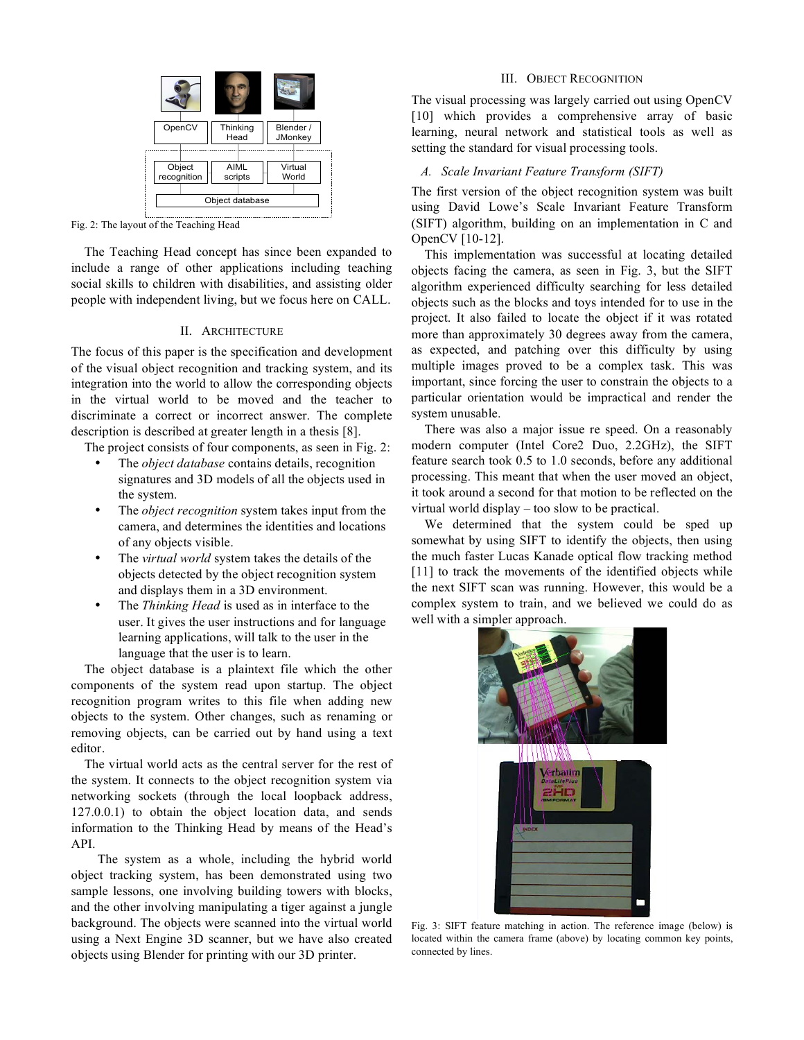Fig. 2: The layout of the Teaching Head

The Teaching Head concept has since been expanded to include a range of other applications including teaching social skills to children with disabilities, and assisting older people with independent living, but we focus here on CALL.

## II. Architecture

The focus of this paper is the specification and development of the visual object recognition and tracking system, and its integration into the world to allow the corresponding objects in the virtual world to be moved and the teacher to discriminate a correct or incorrect answer. The complete description is described at greater length in a thesis [8].

The project consists of four components, as seen in Fig. 2:

- The *object database* contains details, recognition signatures and 3D models of all the objects used in the system.
- The *object recognition* system takes input from the camera, and determines the identities and locations of any objects visible.
- The *virtual world* system takes the details of the objects detected by the object recognition system and displays them in a 3D environment.
- The *Thinking Head* is used as in interface to the user. It gives the user instructions and for language learning applications, will talk to the user in the language that the user is to learn.

The object database is a plaintext file which the other components of the system read upon startup. The object recognition program writes to this file when adding new objects to the system. Other changes, such as renaming or removing objects, can be carried out by hand using a text editor.

The virtual world acts as the central server for the rest of the system. It connects to the object recognition system via networking sockets (through the local loopback address, 127.0.0.1) to obtain the object location data, and sends information to the Thinking Head by means of the Head's API.

The system as a whole, including the hybrid world object tracking system, has been demonstrated using two sample lessons, one involving building towers with blocks, and the other involving manipulating a tiger against a jungle background. The objects were scanned into the virtual world using a Next Engine 3D scanner, but we have also created objects using Blender for printing with our 3D printer.

## III. Object Recognition

The visual processing was largely carried out using OpenCV [10] which provides a comprehensive array of basic learning, neural network and statistical tools as well as setting the standard for visual processing tools.

### A. Scale Invariant Feature Transform (SIFT)

The first version of the object recognition system was built using David Lowe's Scale Invariant Feature Transform (SIFT) algorithm, building on an implementation in C and OpenCV [10-12].

This implementation was successful at locating detailed objects facing the camera, as seen in Fig. 3, but the SIFT algorithm experienced difficulty searching for less detailed objects such as the blocks and toys intended for to use in the project. It also failed to locate the object if it was rotated more than approximately 30 degrees away from the camera, as expected, and patching over this difficulty by using multiple images proved to be a complex task. This was important, since forcing the user to constrain the objects to a particular orientation would be impractical and render the system unusable.

There was also a major issue re speed. On a reasonably modern computer (Intel Core2 Duo, 2.2GHz), the SIFT feature search took 0.5 to 1.0 seconds, before any additional processing. This meant that when the user moved an object, it took around a second for that motion to be reflected on the virtual world display – too slow to be practical.

We determined that the system could be sped up somewhat by using SIFT to identify the objects, then using the much faster Lucas Kanade optical flow tracking method [11] to track the movements of the identified objects while the next SIFT scan was running. However, this would be a complex system to train, and we believed we could do as well with a simpler approach.

Fig. 3: SIFT feature matching in action. The reference image (below) is located within the camera frame (above) by locating common key points, connected by lines.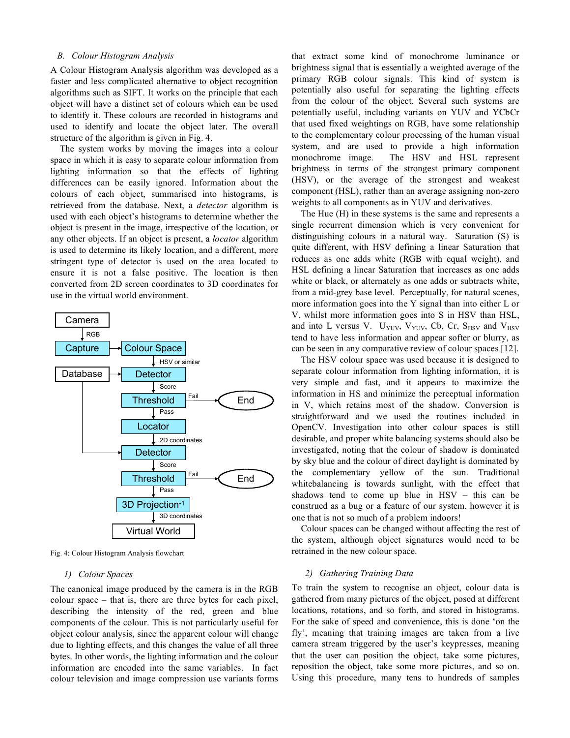### B. Colour Histogram Analysis

A Colour Histogram Analysis algorithm was developed as a faster and less complicated alternative to object recognition algorithms such as SIFT. It works on the principle that each object will have a distinct set of colours which can be used to identify it. These colours are recorded in histograms and used to identify and locate the object later. The overall structure of the algorithm is given in Fig. 4.

The system works by moving the images into a colour space in which it is easy to separate colour information from lighting information so that the effects of lighting differences can be easily ignored. Information about the colours of each object, summarised into histograms, is retrieved from the database. Next, a *detector* algorithm is used with each object's histograms to determine whether the object is present in the image, irrespective of the location, or any other objects. If an object is present, a *locator* algorithm is used to determine its likely location, and a different, more stringent type of detector is used on the area located to ensure it is not a false positive. The location is then converted from 2D screen coordinates to 3D coordinates for use in the virtual world environment.

Fig. 4: Colour Histogram Analysis flowchart

#### 1) Colour Spaces

The canonical image produced by the camera is in the RGB colour space – that is, there are three bytes for each pixel, describing the intensity of the red, green and blue components of the colour. This is not particularly useful for object colour analysis, since the apparent colour will change due to lighting effects, and this changes the value of all three bytes. In other words, the lighting information and the colour information are encoded into the same variables. In fact colour television and image compression use variants forms that extract some kind of monochrome luminance or brightness signal that is essentially a weighted average of the primary RGB colour signals. This kind of system is potentially also useful for separating the lighting effects from the colour of the object. Several such systems are potentially useful, including variants on YUV and YCbCr that used fixed weightings on RGB, have some relationship to the complementary colour processing of the human visual system, and are used to provide a high information monochrome image. The HSV and HSL represent brightness in terms of the strongest primary component (HSV), or the average of the strongest and weakest component (HSL), rather than an average assigning non-zero weights to all components as in YUV and derivatives.

The Hue (H) in these systems is the same and represents a single recurrent dimension which is very convenient for distinguishing colours in a natural way. Saturation (S) is quite different, with HSV defining a linear Saturation that reduces as one adds white (RGB with equal weight), and HSL defining a linear Saturation that increases as one adds white or black, or alternately as one adds or subtracts white, from a mid-grey base level. Perceptually, for natural scenes, more information goes into the Y signal than into either L or V, whilst more information goes into S in HSV than HSL, and into L versus V. $U_{YUV}$, $V_{YUV}$, Cb, Cr, $S_{HSV}$ and $V_{HSV}$ tend to have less information and appear softer or blurry, as can be seen in any comparative review of colour spaces [12].

The HSV colour space was used because it is designed to separate colour information from lighting information, it is very simple and fast, and it appears to maximize the information in HS and minimize the perceptual information in V, which retains most of the shadow. Conversion is straightforward and we used the routines included in OpenCV. Investigation into other colour spaces is still desirable, and proper white balancing systems should also be investigated, noting that the colour of shadow is dominated by sky blue and the colour of direct daylight is dominated by the complementary yellow of the sun. Traditional whitebalancing is towards sunlight, with the effect that shadows tend to come up blue in HSV – this can be construed as a bug or a feature of our system, however it is one that is not so much of a problem indoors!

Colour spaces can be changed without affecting the rest of the system, although object signatures would need to be retrained in the new colour space.

#### 2) Gathering Training Data

To train the system to recognise an object, colour data is gathered from many pictures of the object, posed at different locations, rotations, and so forth, and stored in histograms. For the sake of speed and convenience, this is done 'on the fly', meaning that training images are taken from a live camera stream triggered by the user's keypresses, meaning that the user can position the object, take some pictures, reposition the object, take some more pictures, and so on. Using this procedure, many tens to hundreds of samples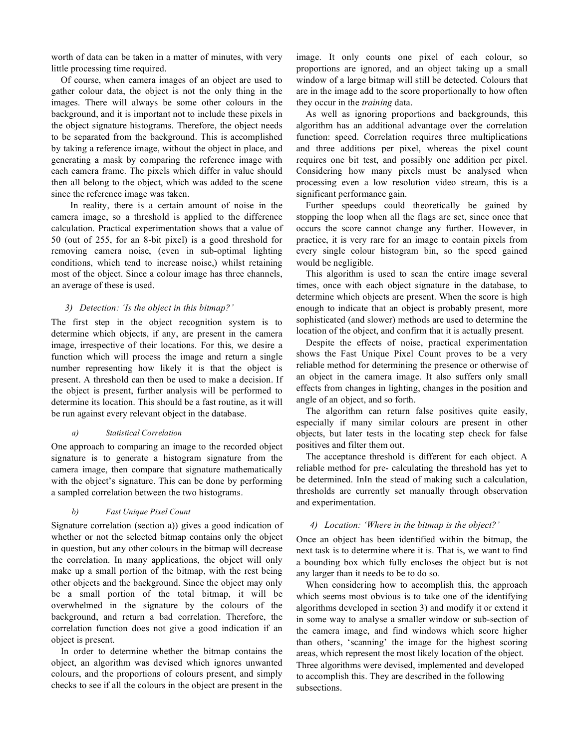worth of data can be taken in a matter of minutes, with very little processing time required.

Of course, when camera images of an object are used to gather colour data, the object is not the only thing in the images. There will always be some other colours in the background, and it is important not to include these pixels in the object signature histograms. Therefore, the object needs to be separated from the background. This is accomplished by taking a reference image, without the object in place, and generating a mask by comparing the reference image with each camera frame. The pixels which differ in value should then all belong to the object, which was added to the scene since the reference image was taken.

In reality, there is a certain amount of noise in the camera image, so a threshold is applied to the difference calculation. Practical experimentation shows that a value of 50 (out of 255, for an 8-bit pixel) is a good threshold for removing camera noise, (even in sub-optimal lighting conditions, which tend to increase noise,) whilst retaining most of the object. Since a colour image has three channels, an average of these is used.

### 3) Detection: 'Is the object in this bitmap?'

The first step in the object recognition system is to determine which objects, if any, are present in the camera image, irrespective of their locations. For this, we desire a function which will process the image and return a single number representing how likely it is that the object is present. A threshold can then be used to make a decision. If the object is present, further analysis will be performed to determine its location. This should be a fast routine, as it will be run against every relevant object in the database.

#### a) Statistical Correlation

One approach to comparing an image to the recorded object signature is to generate a histogram signature from the camera image, then compare that signature mathematically with the object's signature. This can be done by performing a sampled correlation between the two histograms.

#### b) Fast Unique Pixel Count

Signature correlation (section a)) gives a good indication of whether or not the selected bitmap contains only the object in question, but any other colours in the bitmap will decrease the correlation. In many applications, the object will only make up a small portion of the bitmap, with the rest being other objects and the background. Since the object may only be a small portion of the total bitmap, it will be overwhelmed in the signature by the colours of the background, and return a bad correlation. Therefore, the correlation function does not give a good indication if an object is present.

In order to determine whether the bitmap contains the object, an algorithm was devised which ignores unwanted colours, and the proportions of colours present, and simply checks to see if all the colours in the object are present in the image. It only counts one pixel of each colour, so proportions are ignored, and an object taking up a small window of a large bitmap will still be detected. Colours that are in the image add to the score proportionally to how often they occur in the *training* data.

As well as ignoring proportions and backgrounds, this algorithm has an additional advantage over the correlation function: speed. Correlation requires three multiplications and three additions per pixel, whereas the pixel count requires one bit test, and possibly one addition per pixel. Considering how many pixels must be analysed when processing even a low resolution video stream, this is a significant performance gain.

Further speedups could theoretically be gained by stopping the loop when all the flags are set, since once that occurs the score cannot change any further. However, in practice, it is very rare for an image to contain pixels from every single colour histogram bin, so the speed gained would be negligible.

This algorithm is used to scan the entire image several times, once with each object signature in the database, to determine which objects are present. When the score is high enough to indicate that an object is probably present, more sophisticated (and slower) methods are used to determine the location of the object, and confirm that it is actually present.

Despite the effects of noise, practical experimentation shows the Fast Unique Pixel Count proves to be a very reliable method for determining the presence or otherwise of an object in the camera image. It also suffers only small effects from changes in lighting, changes in the position and angle of an object, and so forth.

The algorithm can return false positives quite easily, especially if many similar colours are present in other objects, but later tests in the locating step check for false positives and filter them out.

The acceptance threshold is different for each object. A reliable method for pre- calculating the threshold has yet to be determined. InIn the stead of making such a calculation, thresholds are currently set manually through observation and experimentation.

### 4) Location: 'Where in the bitmap is the object?'

Once an object has been identified within the bitmap, the next task is to determine where it is. That is, we want to find a bounding box which fully encloses the object but is not any larger than it needs to be to do so.

When considering how to accomplish this, the approach which seems most obvious is to take one of the identifying algorithms developed in section 3) and modify it or extend it in some way to analyse a smaller window or sub-section of the camera image, and find windows which score higher than others, 'scanning' the image for the highest scoring areas, which represent the most likely location of the object. Three algorithms were devised, implemented and developed to accomplish this. They are described in the following subsections.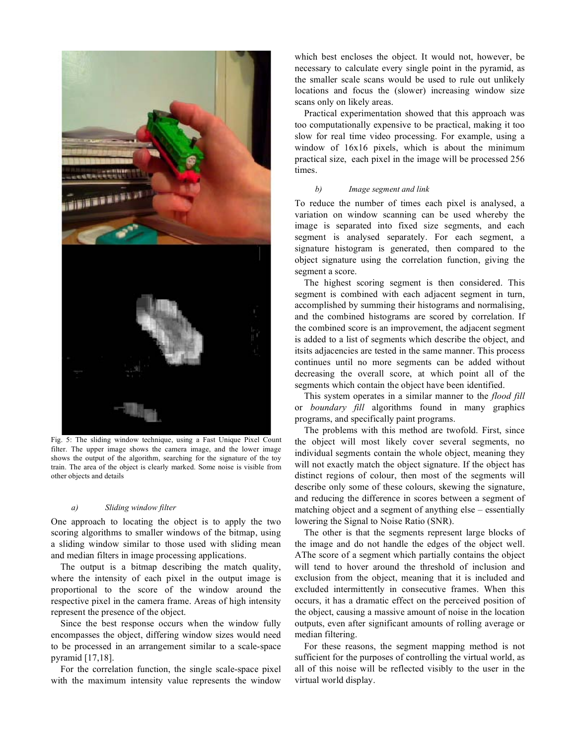Fig. 5: The sliding window technique, using a Fast Unique Pixel Count filter. The upper image shows the camera image, and the lower image shows the output of the algorithm, searching for the signature of the toy train. The area of the object is clearly marked. Some noise is visible from other objects and details

#### *a) Sliding window filter*

One approach to locating the object is to apply the two scoring algorithms to smaller windows of the bitmap, using a sliding window similar to those used with sliding mean and median filters in image processing applications.

The output is a bitmap describing the match quality, where the intensity of each pixel in the output image is proportional to the score of the window around the respective pixel in the camera frame. Areas of high intensity represent the presence of the object.

Since the best response occurs when the window fully encompasses the object, differing window sizes would need to be processed in an arrangement similar to a scale-space pyramid [17,18].

For the correlation function, the single scale-space pixel with the maximum intensity value represents the window which best encloses the object. It would not, however, be necessary to calculate every single point in the pyramid, as the smaller scale scans would be used to rule out unlikely locations and focus the (slower) increasing window size scans only on likely areas.

Practical experimentation showed that this approach was too computationally expensive to be practical, making it too slow for real time video processing. For example, using a window of 16x16 pixels, which is about the minimum practical size, each pixel in the image will be processed 256 times.

#### *b) Image segment and link*

To reduce the number of times each pixel is analysed, a variation on window scanning can be used whereby the image is separated into fixed size segments, and each segment is analysed separately. For each segment, a signature histogram is generated, then compared to the object signature using the correlation function, giving the segment a score.

The highest scoring segment is then considered. This segment is combined with each adjacent segment in turn, accomplished by summing their histograms and normalising, and the combined histograms are scored by correlation. If the combined score is an improvement, the adjacent segment is added to a list of segments which describe the object, and itsits adjacencies are tested in the same manner. This process continues until no more segments can be added without decreasing the overall score, at which point all of the segments which contain the object have been identified.

This system operates in a similar manner to the *flood fill* or *boundary fill* algorithms found in many graphics programs, and specifically paint programs.

The problems with this method are twofold. First, since the object will most likely cover several segments, no individual segments contain the whole object, meaning they will not exactly match the object signature. If the object has distinct regions of colour, then most of the segments will describe only some of these colours, skewing the signature, and reducing the difference in scores between a segment of matching object and a segment of anything else – essentially lowering the Signal to Noise Ratio (SNR).

The other is that the segments represent large blocks of the image and do not handle the edges of the object well. AThe score of a segment which partially contains the object will tend to hover around the threshold of inclusion and exclusion from the object, meaning that it is included and excluded intermittently in consecutive frames. When this occurs, it has a dramatic effect on the perceived position of the object, causing a massive amount of noise in the location outputs, even after significant amounts of rolling average or median filtering.

For these reasons, the segment mapping method is not sufficient for the purposes of controlling the virtual world, as all of this noise will be reflected visibly to the user in the virtual world display.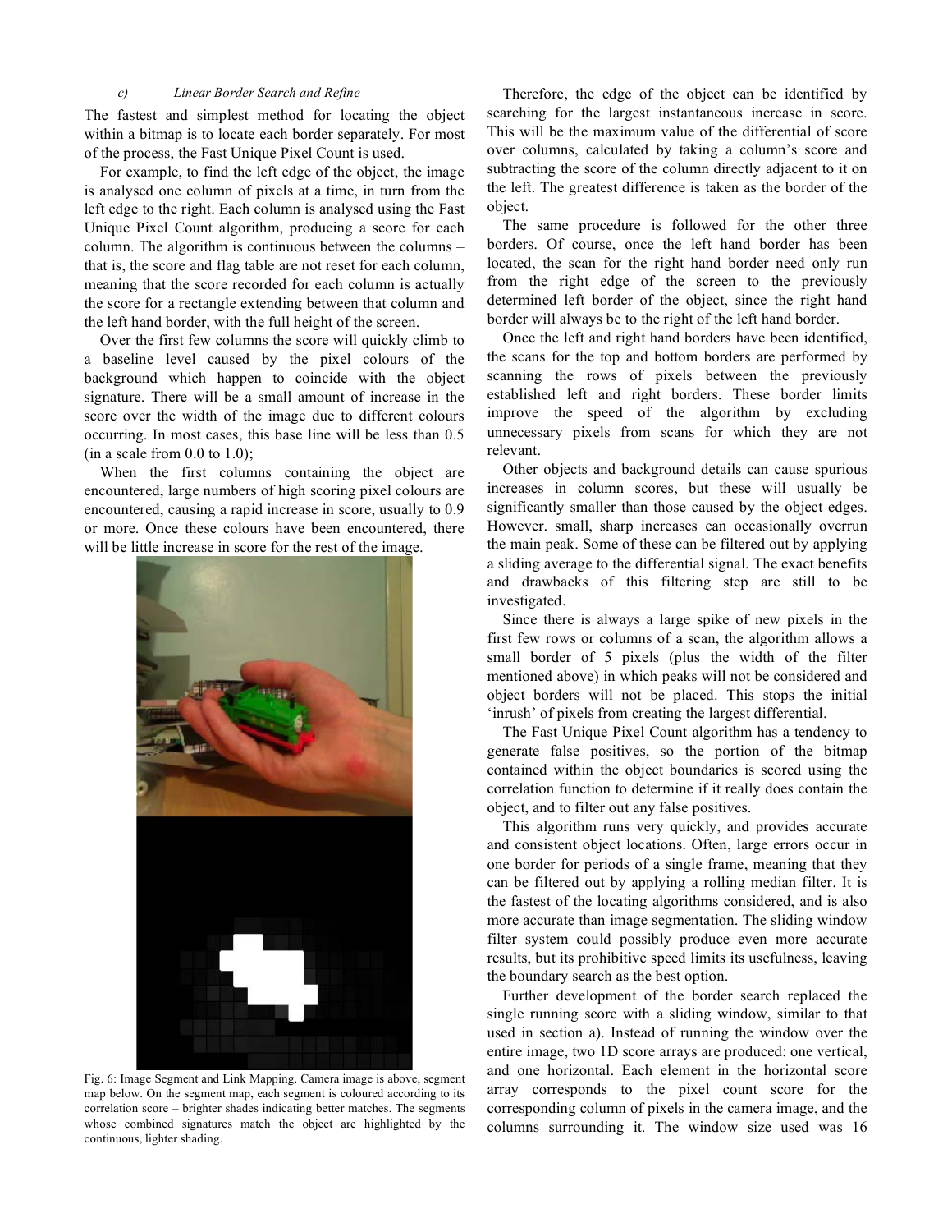### c) Linear Border Search and Refine

The fastest and simplest method for locating the object within a bitmap is to locate each border separately. For most of the process, the Fast Unique Pixel Count is used.

For example, to find the left edge of the object, the image is analysed one column of pixels at a time, in turn from the left edge to the right. Each column is analysed using the Fast Unique Pixel Count algorithm, producing a score for each column. The algorithm is continuous between the columns – that is, the score and flag table are not reset for each column, meaning that the score recorded for each column is actually the score for a rectangle extending between that column and the left hand border, with the full height of the screen.

Over the first few columns the score will quickly climb to a baseline level caused by the pixel colours of the background which happen to coincide with the object signature. There will be a small amount of increase in the score over the width of the image due to different colours occurring. In most cases, this base line will be less than 0.5 (in a scale from 0.0 to 1.0);

When the first columns containing the object are encountered, large numbers of high scoring pixel colours are encountered, causing a rapid increase in score, usually to 0.9 or more. Once these colours have been encountered, there will be little increase in score for the rest of the image.

Fig. 6: Image Segment and Link Mapping. Camera image is above, segment map below. On the segment map, each segment is coloured according to its correlation score – brighter shades indicating better matches. The segments whose combined signatures match the object are highlighted by the continuous, lighter shading.

Therefore, the edge of the object can be identified by searching for the largest instantaneous increase in score. This will be the maximum value of the differential of score over columns, calculated by taking a column's score and subtracting the score of the column directly adjacent to it on the left. The greatest difference is taken as the border of the object.

The same procedure is followed for the other three borders. Of course, once the left hand border has been located, the scan for the right hand border need only run from the right edge of the screen to the previously determined left border of the object, since the right hand border will always be to the right of the left hand border.

Once the left and right hand borders have been identified, the scans for the top and bottom borders are performed by scanning the rows of pixels between the previously established left and right borders. These border limits improve the speed of the algorithm by excluding unnecessary pixels from scans for which they are not relevant.

Other objects and background details can cause spurious increases in column scores, but these will usually be significantly smaller than those caused by the object edges. However. small, sharp increases can occasionally overrun the main peak. Some of these can be filtered out by applying a sliding average to the differential signal. The exact benefits and drawbacks of this filtering step are still to be investigated.

Since there is always a large spike of new pixels in the first few rows or columns of a scan, the algorithm allows a small border of 5 pixels (plus the width of the filter mentioned above) in which peaks will not be considered and object borders will not be placed. This stops the initial 'inrush' of pixels from creating the largest differential.

The Fast Unique Pixel Count algorithm has a tendency to generate false positives, so the portion of the bitmap contained within the object boundaries is scored using the correlation function to determine if it really does contain the object, and to filter out any false positives.

This algorithm runs very quickly, and provides accurate and consistent object locations. Often, large errors occur in one border for periods of a single frame, meaning that they can be filtered out by applying a rolling median filter. It is the fastest of the locating algorithms considered, and is also more accurate than image segmentation. The sliding window filter system could possibly produce even more accurate results, but its prohibitive speed limits its usefulness, leaving the boundary search as the best option.

Further development of the border search replaced the single running score with a sliding window, similar to that used in section a). Instead of running the window over the entire image, two 1D score arrays are produced: one vertical, and one horizontal. Each element in the horizontal score array corresponds to the pixel count score for the corresponding column of pixels in the camera image, and the columns surrounding it. The window size used was 16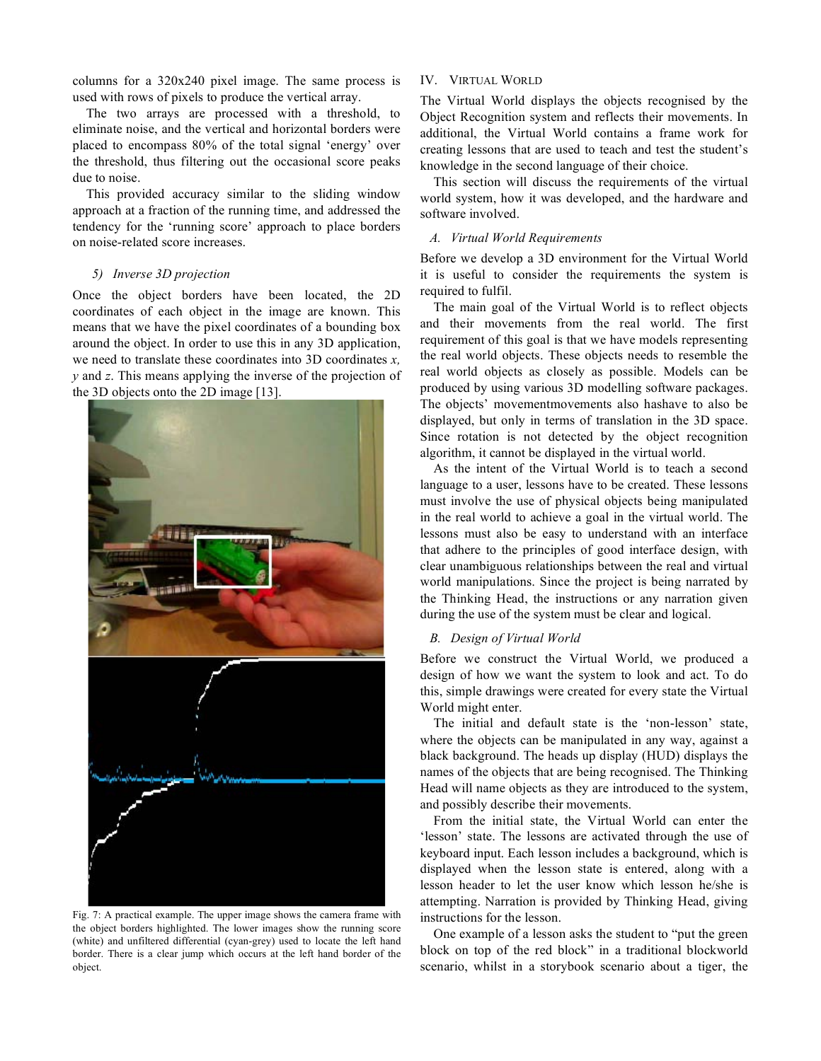columns for a 320x240 pixel image. The same process is used with rows of pixels to produce the vertical array.

The two arrays are processed with a threshold, to eliminate noise, and the vertical and horizontal borders were placed to encompass 80% of the total signal 'energy' over the threshold, thus filtering out the occasional score peaks due to noise.

This provided accuracy similar to the sliding window approach at a fraction of the running time, and addressed the tendency for the 'running score' approach to place borders on noise-related score increases.

#### 5) Inverse 3D projection

Once the object borders have been located, the 2D coordinates of each object in the image are known. This means that we have the pixel coordinates of a bounding box around the object. In order to use this in any 3D application, we need to translate these coordinates into 3D coordinates *x, y* and *z*. This means applying the inverse of the projection of the 3D objects onto the 2D image [13].

Fig. 7: A practical example. The upper image shows the camera frame with the object borders highlighted. The lower images show the running score (white) and unfiltered differential (cyan-grey) used to locate the left hand border. There is a clear jump which occurs at the left hand border of the object.

## IV. Virtual World

The Virtual World displays the objects recognised by the Object Recognition system and reflects their movements. In additional, the Virtual World contains a frame work for creating lessons that are used to teach and test the student's knowledge in the second language of their choice.

This section will discuss the requirements of the virtual world system, how it was developed, and the hardware and software involved.

### A. Virtual World Requirements

Before we develop a 3D environment for the Virtual World it is useful to consider the requirements the system is required to fulfil.

The main goal of the Virtual World is to reflect objects and their movements from the real world. The first requirement of this goal is that we have models representing the real world objects. These objects needs to resemble the real world objects as closely as possible. Models can be produced by using various 3D modelling software packages. The objects' movementmovements also hashave to also be displayed, but only in terms of translation in the 3D space. Since rotation is not detected by the object recognition algorithm, it cannot be displayed in the virtual world.

As the intent of the Virtual World is to teach a second language to a user, lessons have to be created. These lessons must involve the use of physical objects being manipulated in the real world to achieve a goal in the virtual world. The lessons must also be easy to understand with an interface that adhere to the principles of good interface design, with clear unambiguous relationships between the real and virtual world manipulations. Since the project is being narrated by the Thinking Head, the instructions or any narration given during the use of the system must be clear and logical.

### B. Design of Virtual World

Before we construct the Virtual World, we produced a design of how we want the system to look and act. To do this, simple drawings were created for every state the Virtual World might enter.

The initial and default state is the 'non-lesson' state, where the objects can be manipulated in any way, against a black background. The heads up display (HUD) displays the names of the objects that are being recognised. The Thinking Head will name objects as they are introduced to the system, and possibly describe their movements.

From the initial state, the Virtual World can enter the 'lesson' state. The lessons are activated through the use of keyboard input. Each lesson includes a background, which is displayed when the lesson state is entered, along with a lesson header to let the user know which lesson he/she is attempting. Narration is provided by Thinking Head, giving instructions for the lesson.

One example of a lesson asks the student to "put the green block on top of the red block" in a traditional blockworld scenario, whilst in a storybook scenario about a tiger, the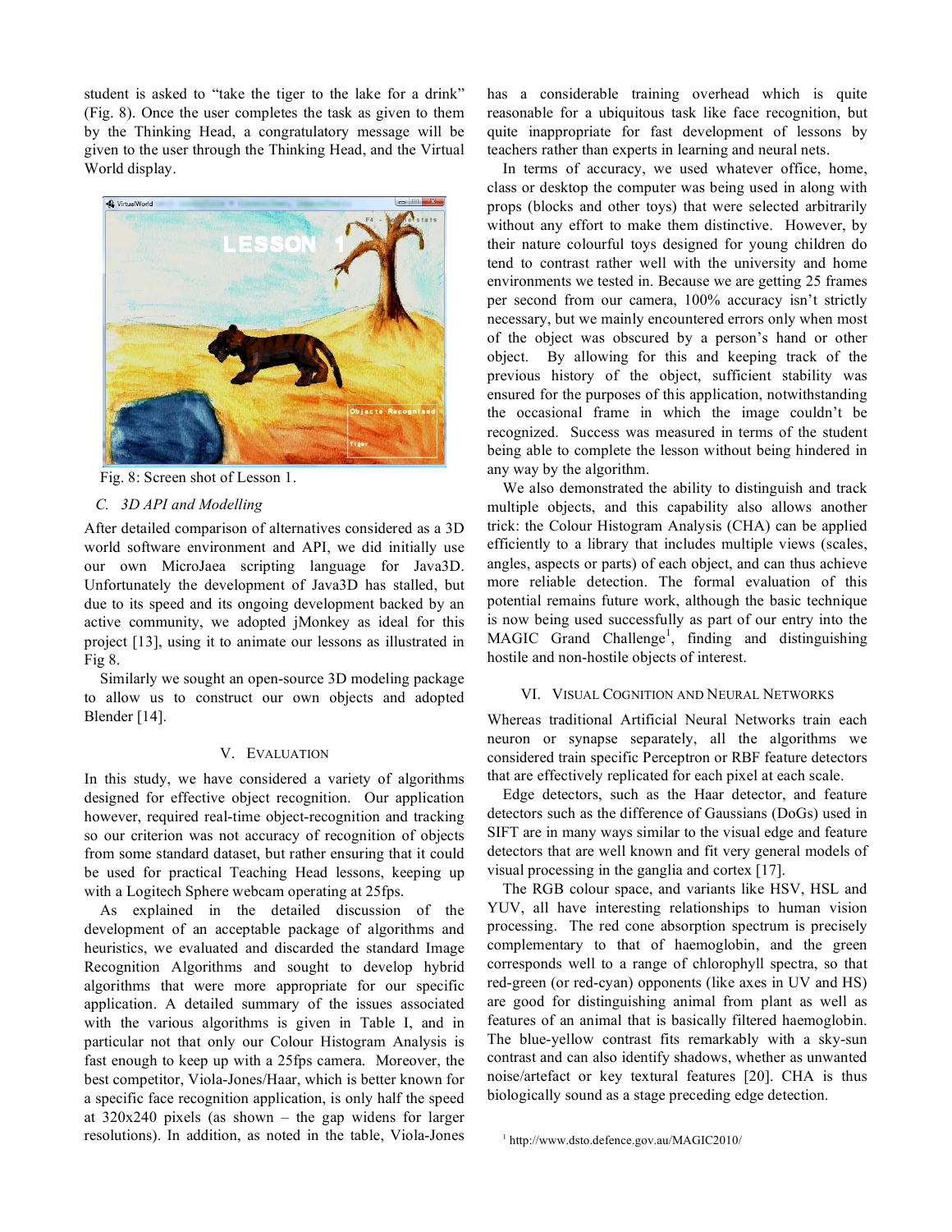student is asked to "take the tiger to the lake for a drink" (Fig. 8). Once the user completes the task as given to them by the Thinking Head, a congratulatory message will be given to the user through the Thinking Head, and the Virtual World display.

Fig. 8: Screen shot of Lesson 1.

### C. 3D API and Modelling

After detailed comparison of alternatives considered as a 3D world software environment and API, we did initially use our own MicroJaea scripting language for Java3D. Unfortunately the development of Java3D has stalled, but due to its speed and its ongoing development backed by an active community, we adopted jMonkey as ideal for this project [13], using it to animate our lessons as illustrated in Fig 8.

Similarly we sought an open-source 3D modeling package to allow us to construct our own objects and adopted Blender [14].

## V. Evaluation

In this study, we have considered a variety of algorithms designed for effective object recognition. Our application however, required real-time object-recognition and tracking so our criterion was not accuracy of recognition of objects from some standard dataset, but rather ensuring that it could be used for practical Teaching Head lessons, keeping up with a Logitech Sphere webcam operating at 25fps.

As explained in the detailed discussion of the development of an acceptable package of algorithms and heuristics, we evaluated and discarded the standard Image Recognition Algorithms and sought to develop hybrid algorithms that were more appropriate for our specific application. A detailed summary of the issues associated with the various algorithms is given in Table I, and in particular not that only our Colour Histogram Analysis is fast enough to keep up with a 25fps camera. Moreover, the best competitor, Viola-Jones/Haar, which is better known for a specific face recognition application, is only half the speed at 320x240 pixels (as shown – the gap widens for larger resolutions). In addition, as noted in the table, Viola-Jones has a considerable training overhead which is quite reasonable for a ubiquitous task like face recognition, but quite inappropriate for fast development of lessons by teachers rather than experts in learning and neural nets.

In terms of accuracy, we used whatever office, home, class or desktop the computer was being used in along with props (blocks and other toys) that were selected arbitrarily without any effort to make them distinctive. However, by their nature colourful toys designed for young children do tend to contrast rather well with the university and home environments we tested in. Because we are getting 25 frames per second from our camera, 100% accuracy isn't strictly necessary, but we mainly encountered errors only when most of the object was obscured by a person's hand or other object. By allowing for this and keeping track of the previous history of the object, sufficient stability was ensured for the purposes of this application, notwithstanding the occasional frame in which the image couldn't be recognized. Success was measured in terms of the student being able to complete the lesson without being hindered in any way by the algorithm.

We also demonstrated the ability to distinguish and track multiple objects, and this capability also allows another trick: the Colour Histogram Analysis (CHA) can be applied efficiently to a library that includes multiple views (scales, angles, aspects or parts) of each object, and can thus achieve more reliable detection. The formal evaluation of this potential remains future work, although the basic technique is now being used successfully as part of our entry into the MAGIC Grand Challenge[1], finding and distinguishing hostile and non-hostile objects of interest.

## VI. Visual Cognition and Neural Networks

Whereas traditional Artificial Neural Networks train each neuron or synapse separately, all the algorithms we considered train specific Perceptron or RBF feature detectors that are effectively replicated for each pixel at each scale.

Edge detectors, such as the Haar detector, and feature detectors such as the difference of Gaussians (DoGs) used in SIFT are in many ways similar to the visual edge and feature detectors that are well known and fit very general models of visual processing in the ganglia and cortex [17].

The RGB colour space, and variants like HSV, HSL and YUV, all have interesting relationships to human vision processing. The red cone absorption spectrum is precisely complementary to that of haemoglobin, and the green corresponds well to a range of chlorophyll spectra, so that red-green (or red-cyan) opponents (like axes in UV and HS) are good for distinguishing animal from plant as well as features of an animal that is basically filtered haemoglobin. The blue-yellow contrast fits remarkably with a sky-sun contrast and can also identify shadows, whether as unwanted noise/artefact or key textural features [20]. CHA is thus biologically sound as a stage preceding edge detection.

[1] http://www.dsto.defence.gov.au/MAGIC2010/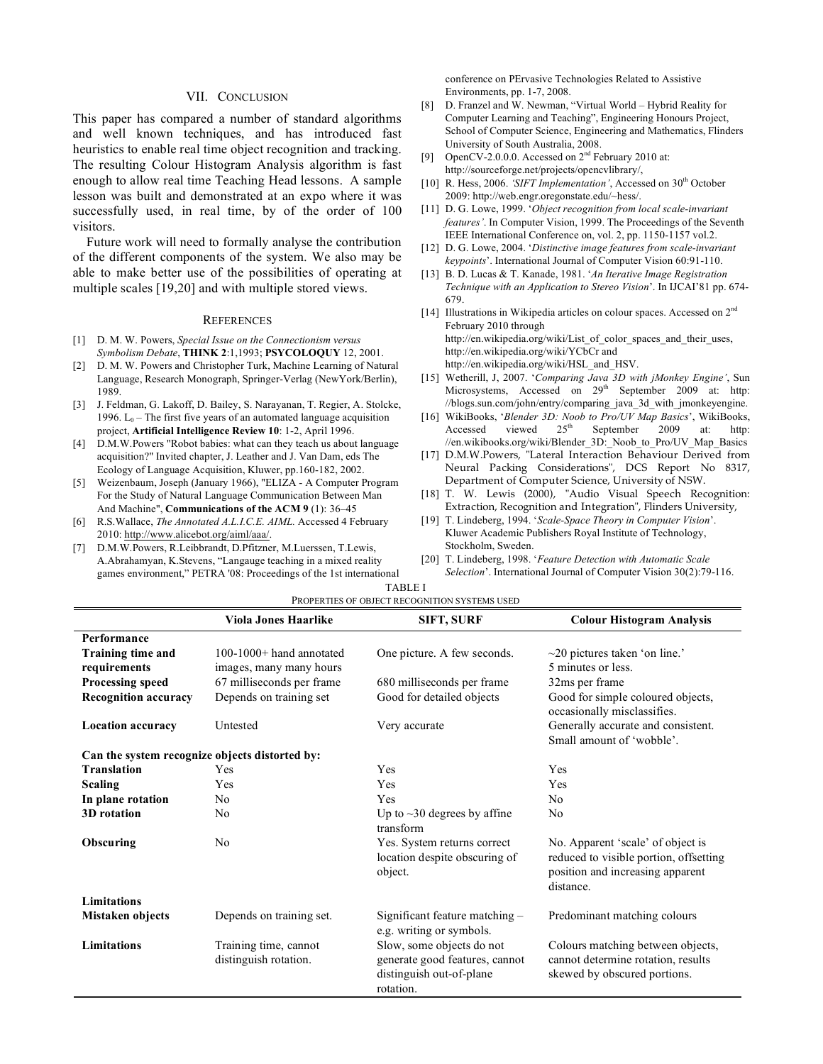## VII. Conclusion

This paper has compared a number of standard algorithms and well known techniques, and has introduced fast heuristics to enable real time object recognition and tracking. The resulting Colour Histogram Analysis algorithm is fast enough to allow real time Teaching Head lessons. A sample lesson was built and demonstrated at an expo where it was successfully used, in real time, by of the order of 100 visitors.

Future work will need to formally analyse the contribution of the different components of the system. We also may be able to make better use of the possibilities of operating at multiple scales [19,20] and with multiple stored views.

## References

[1] D. M. W. Powers, *Special Issue on the Connectionism versus Symbolism Debate*, **THINK 2**:1,1993; **PSYCOLOQUY** 12, 2001.

[2] D. M. W. Powers and Christopher Turk, Machine Learning of Natural Language, Research Monograph, Springer-Verlag (NewYork/Berlin), 1989.

[3] J. Feldman, G. Lakoff, D. Bailey, S. Narayanan, T. Regier, A. Stolcke, 1996. $L_0$ – The first five years of an automated language acquisition project, **Artificial Intelligence Review 10**: 1-2, April 1996.

[4] D.M.W.Powers "Robot babies: what can they teach us about language acquisition?" Invited chapter, J. Leather and J. Van Dam, eds The Ecology of Language Acquisition, Kluwer, pp.160-182, 2002.

[5] Weizenbaum, Joseph (January 1966), "ELIZA - A Computer Program For the Study of Natural Language Communication Between Man And Machine", **Communications of the ACM 9** (1): 36–45

[6] R.S.Wallace, *The Annotated A.L.I.C.E. AIML.* Accessed 4 February 2010: http://www.alicebot.org/aiml/aaa/.

[7] D.M.W.Powers, R.Leibbrandt, D.Pfitzner, M.Luerssen, T.Lewis, A.Abrahamyan, K.Stevens, "Langauge teaching in a mixed reality games environment," PETRA '08: Proceedings of the 1st international conference on PErvasive Technologies Related to Assistive Environments, pp. 1-7, 2008.

[8] D. Franzel and W. Newman, "Virtual World – Hybrid Reality for Computer Learning and Teaching", Engineering Honours Project, School of Computer Science, Engineering and Mathematics, Flinders University of South Australia, 2008.

[9] OpenCV-2.0.0.0. Accessed on 2nd February 2010 at: http://sourceforge.net/projects/opencvlibrary/,

[10] R. Hess, 2006. *'SIFT Implementation'*, Accessed on 30th October 2009: http://web.engr.oregonstate.edu/~hess/.

[11] D. G. Lowe, 1999. '*Object recognition from local scale-invariant features'*. In Computer Vision, 1999. The Proceedings of the Seventh IEEE International Conference on, vol. 2, pp. 1150-1157 vol.2.

[12] D. G. Lowe, 2004. '*Distinctive image features from scale-invariant keypoints*'. International Journal of Computer Vision 60:91-110.

[13] B. D. Lucas & T. Kanade, 1981. '*An Iterative Image Registration Technique with an Application to Stereo Vision*'. In IJCAI'81 pp. 674-679.

[14] Illustrations in Wikipedia articles on colour spaces. Accessed on 2nd February 2010 through http://en.wikipedia.org/wiki/List_of_color_spaces_and_their_uses, http://en.wikipedia.org/wiki/YCbCr and http://en.wikipedia.org/wiki/HSL_and_HSV.

[15] Wetherill, J, 2007. '*Comparing Java 3D with jMonkey Engine'*, Sun Microsystems, Accessed on 29th September 2009 at: http: //blogs.sun.com/john/entry/comparing_java_3d_with_jmonkeyengine.

[16] WikiBooks, '*Blender 3D: Noob to Pro/UV Map Basics*', WikiBooks, Accessed viewed 25th September 2009 at: http: //en.wikibooks.org/wiki/Blender_3D:_Noob_to_Pro/UV_Map_Basics

[17] D.M.W.Powers, "Lateral Interaction Behaviour Derived from Neural Packing Considerations", DCS Report No 8317, Department of Computer Science, University of NSW.

[18] T. W. Lewis (2000), "Audio Visual Speech Recognition: Extraction, Recognition and Integration", Flinders University,

[19] T. Lindeberg, 1994. '*Scale-Space Theory in Computer Vision*'. Kluwer Academic Publishers Royal Institute of Technology, Stockholm, Sweden.

[20] T. Lindeberg, 1998. '*Feature Detection with Automatic Scale Selection*'. International Journal of Computer Vision 30(2):79-116.

TABLE I
PROPERTIES OF OBJECT RECOGNITION SYSTEMS USED

| | Viola Jones Haarlike | SIFT, SURF | Colour Histogram Analysis |
|---|---|---|---|
| **Performance** | | | |
| **Training time and requirements** | 100-1000+ hand annotated images, many many hours | One picture. A few seconds. | ~20 pictures taken 'on line.' 5 minutes or less. |
| **Processing speed** | 67 milliseconds per frame | 680 milliseconds per frame | 32ms per frame |
| **Recognition accuracy** | Depends on training set | Good for detailed objects | Good for simple coloured objects, occasionally misclassifies. |
| **Location accuracy** | Untested | Very accurate | Generally accurate and consistent. Small amount of 'wobble'. |
| **Can the system recognize objects distorted by:** | | | |
| **Translation** | Yes | Yes | Yes |
| **Scaling** | Yes | Yes | Yes |
| **In plane rotation** | No | Yes | No |
| **3D rotation** | No | Up to ~30 degrees by affine transform | No |
| **Obscuring** | No | Yes. System returns correct location despite obscuring of object. | No. Apparent 'scale' of object is reduced to visible portion, offsetting position and increasing apparent distance. |
| **Limitations** | | | |
| **Mistaken objects** | Depends on training set. | Significant feature matching – e.g. writing or symbols. | Predominant matching colours |
| **Limitations** | Training time, cannot distinguish rotation. | Slow, some objects do not generate good features, cannot distinguish out-of-plane rotation. | Colours matching between objects, cannot determine rotation, results skewed by obscured portions. |